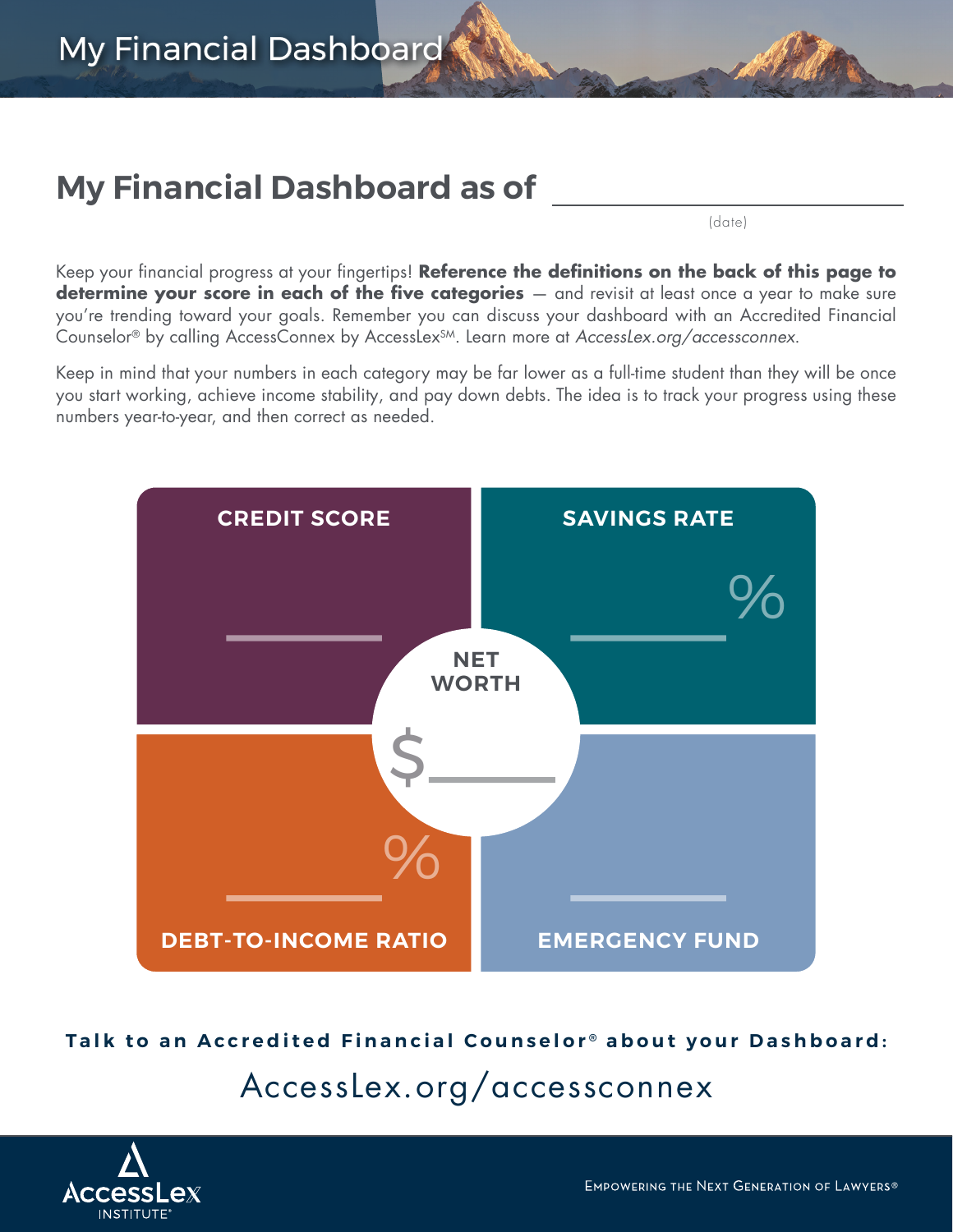# My Financial Dashboard

## My Financial Dashboard as of ____________________

(date)

Keep your financial progress at your fingertips! **Reference the definitions on the back of this page to determine your score in each of the five categories** — and revisit at least once a year to make sure you're trending toward your goals. Remember you can discuss your dashboard with an Accredited Financial Counselor® by calling AccessConnex by AccessLex℠. Learn more at *AccessLex.org/accessconnex*.

Keep in mind that your numbers in each category may be far lower as a full-time student than they will be once you start working, achieve income stability, and pay down debts. The idea is to track your progress using these numbers year-to-year, and then correct as needed.

**CREDIT SCORE**

______

**SAVINGS RATE**

______ %

**NET WORTH**

$______

**DEBT-TO-INCOME RATIO**

______ %

**EMERGENCY FUND**

______

**Talk to an Accredited Financial Counselor® about your Dashboard:**

AccessLex.org/accessconnex

AccessLex INSTITUTE®

Empowering the Next Generation of Lawyers®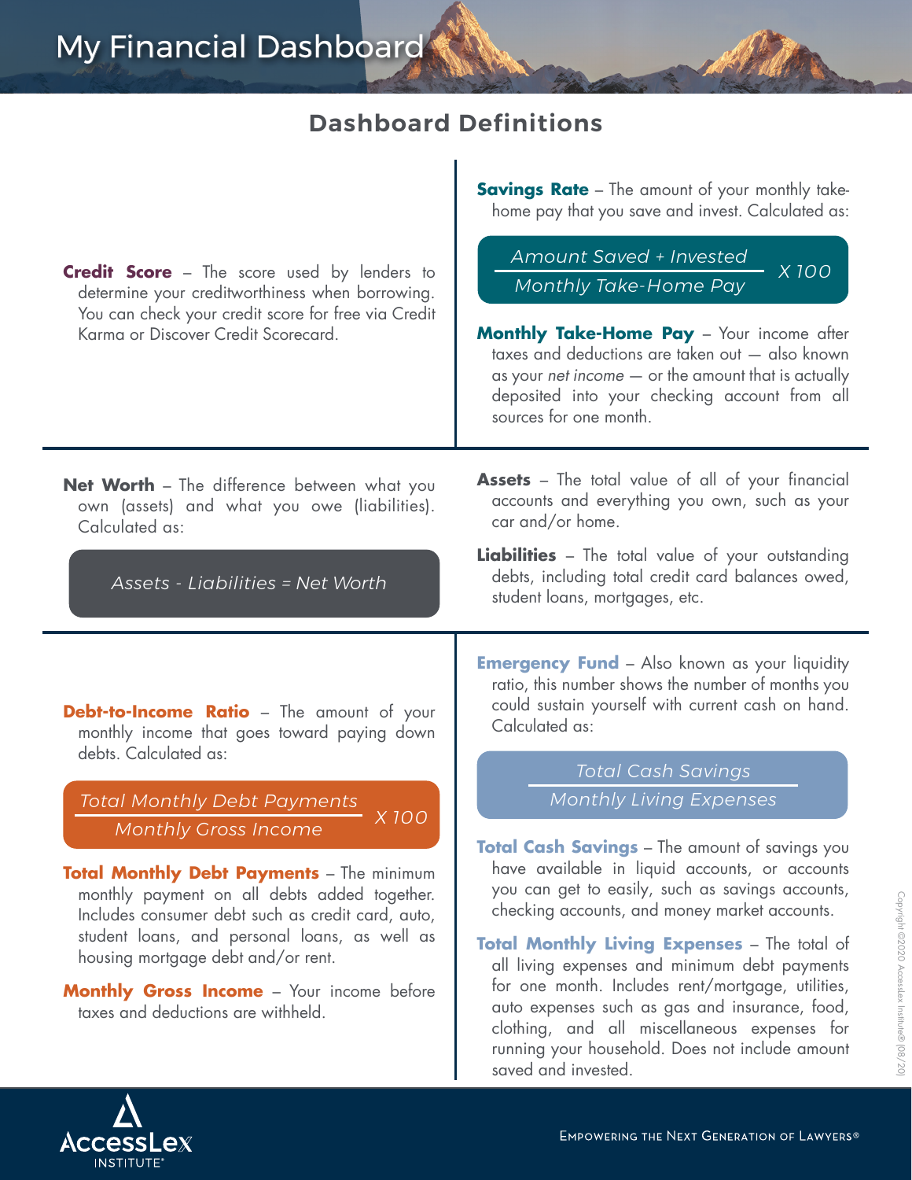# My Financial Dashboard

## Dashboard Definitions

**Credit Score** – The score used by lenders to determine your creditworthiness when borrowing. You can check your credit score for free via Credit Karma or Discover Credit Scorecard.

**Savings Rate** – The amount of your monthly take-home pay that you save and invest. Calculated as:

$$\frac{\text{Amount Saved + Invested}}{\text{Monthly Take-Home Pay}} \times 100$$

**Monthly Take-Home Pay** – Your income after taxes and deductions are taken out — also known as your *net income* — or the amount that is actually deposited into your checking account from all sources for one month.

**Net Worth** – The difference between what you own (assets) and what you owe (liabilities). Calculated as:

*Assets - Liabilities = Net Worth*

**Assets** – The total value of all of your financial accounts and everything you own, such as your car and/or home.

**Liabilities** – The total value of your outstanding debts, including total credit card balances owed, student loans, mortgages, etc.

**Debt-to-Income Ratio** – The amount of your monthly income that goes toward paying down debts. Calculated as:

$$\frac{\text{Total Monthly Debt Payments}}{\text{Monthly Gross Income}} \times 100$$

**Total Monthly Debt Payments** – The minimum monthly payment on all debts added together. Includes consumer debt such as credit card, auto, student loans, and personal loans, as well as housing mortgage debt and/or rent.

**Monthly Gross Income** – Your income before taxes and deductions are withheld.

**Emergency Fund** – Also known as your liquidity ratio, this number shows the number of months you could sustain yourself with current cash on hand. Calculated as:

$$\frac{\text{Total Cash Savings}}{\text{Monthly Living Expenses}}$$

**Total Cash Savings** – The amount of savings you have available in liquid accounts, or accounts you can get to easily, such as savings accounts, checking accounts, and money market accounts.

**Total Monthly Living Expenses** – The total of all living expenses and minimum debt payments for one month. Includes rent/mortgage, utilities, auto expenses such as gas and insurance, food, clothing, and all miscellaneous expenses for running your household. Does not include amount saved and invested.

Copyright ©2020 AccessLex Institute® (08/20)

AccessLex Institute®

Empowering the Next Generation of Lawyers®